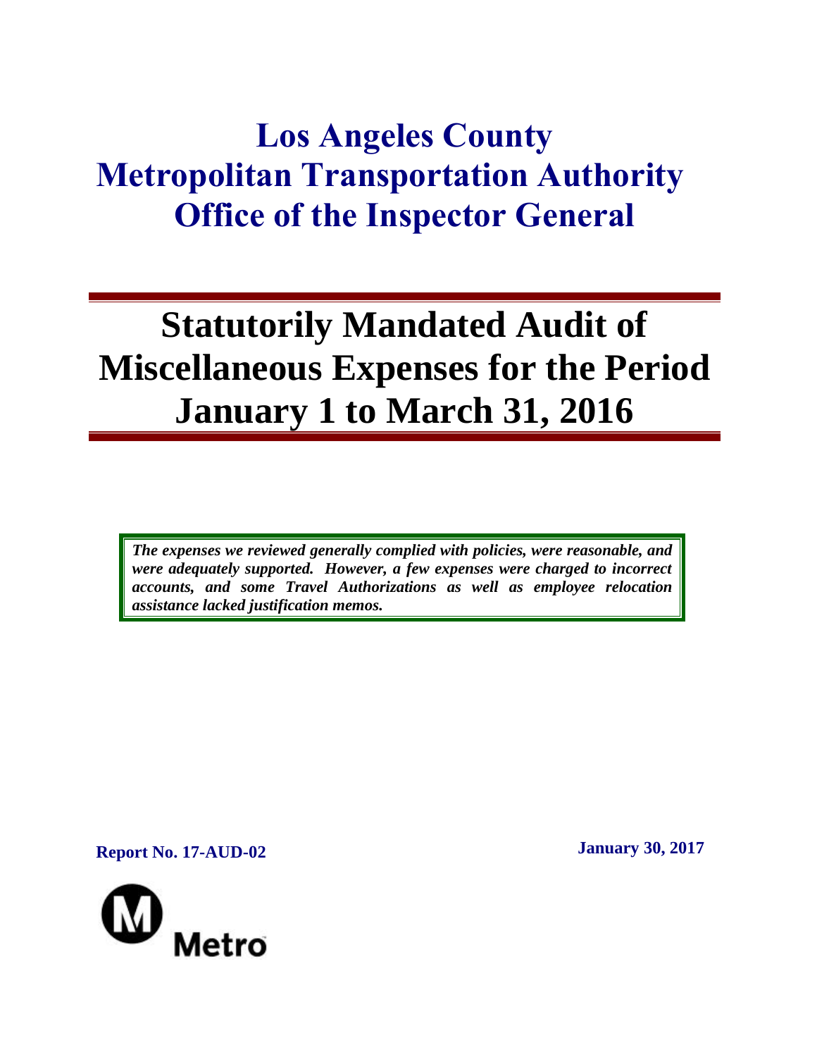# Los Angeles County Metropolitan Transportation Authority Office of the Inspector General

# Statutorily Mandated Audit of Miscellaneous Expenses for the Period January 1 to March 31, 2016

***The expenses we reviewed generally complied with policies, were reasonable, and were adequately supported. However, a few expenses were charged to incorrect accounts, and some Travel Authorizations as well as employee relocation assistance lacked justification memos.***

**Report No. 17-AUD-02**

**January 30, 2017**

Metro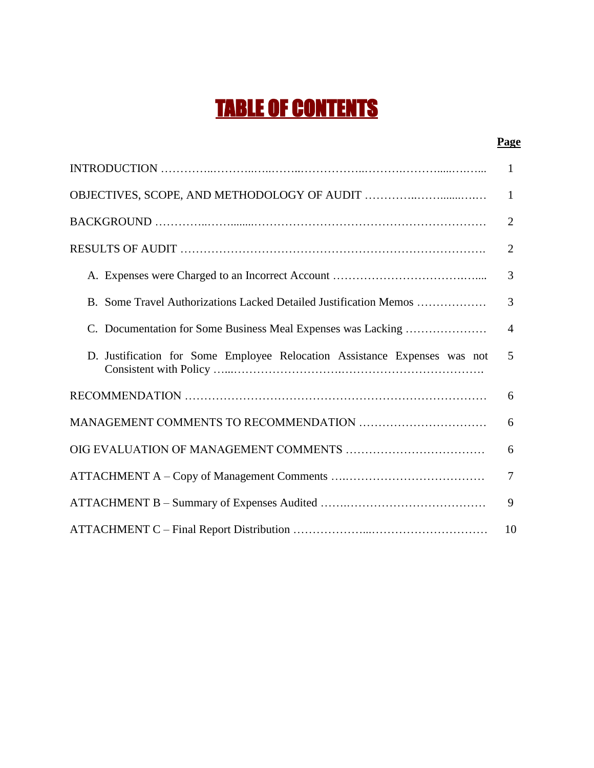# TABLE OF CONTENTS

| | Page |
|---|---|
| INTRODUCTION | 1 |
| OBJECTIVES, SCOPE, AND METHODOLOGY OF AUDIT | 1 |
| BACKGROUND | 2 |
| RESULTS OF AUDIT | 2 |
| A. Expenses were Charged to an Incorrect Account | 3 |
| B. Some Travel Authorizations Lacked Detailed Justification Memos | 3 |
| C. Documentation for Some Business Meal Expenses was Lacking | 4 |
| D. Justification for Some Employee Relocation Assistance Expenses was not Consistent with Policy | 5 |
| RECOMMENDATION | 6 |
| MANAGEMENT COMMENTS TO RECOMMENDATION | 6 |
| OIG EVALUATION OF MANAGEMENT COMMENTS | 6 |
| ATTACHMENT A – Copy of Management Comments | 7 |
| ATTACHMENT B – Summary of Expenses Audited | 9 |
| ATTACHMENT C – Final Report Distribution | 10 |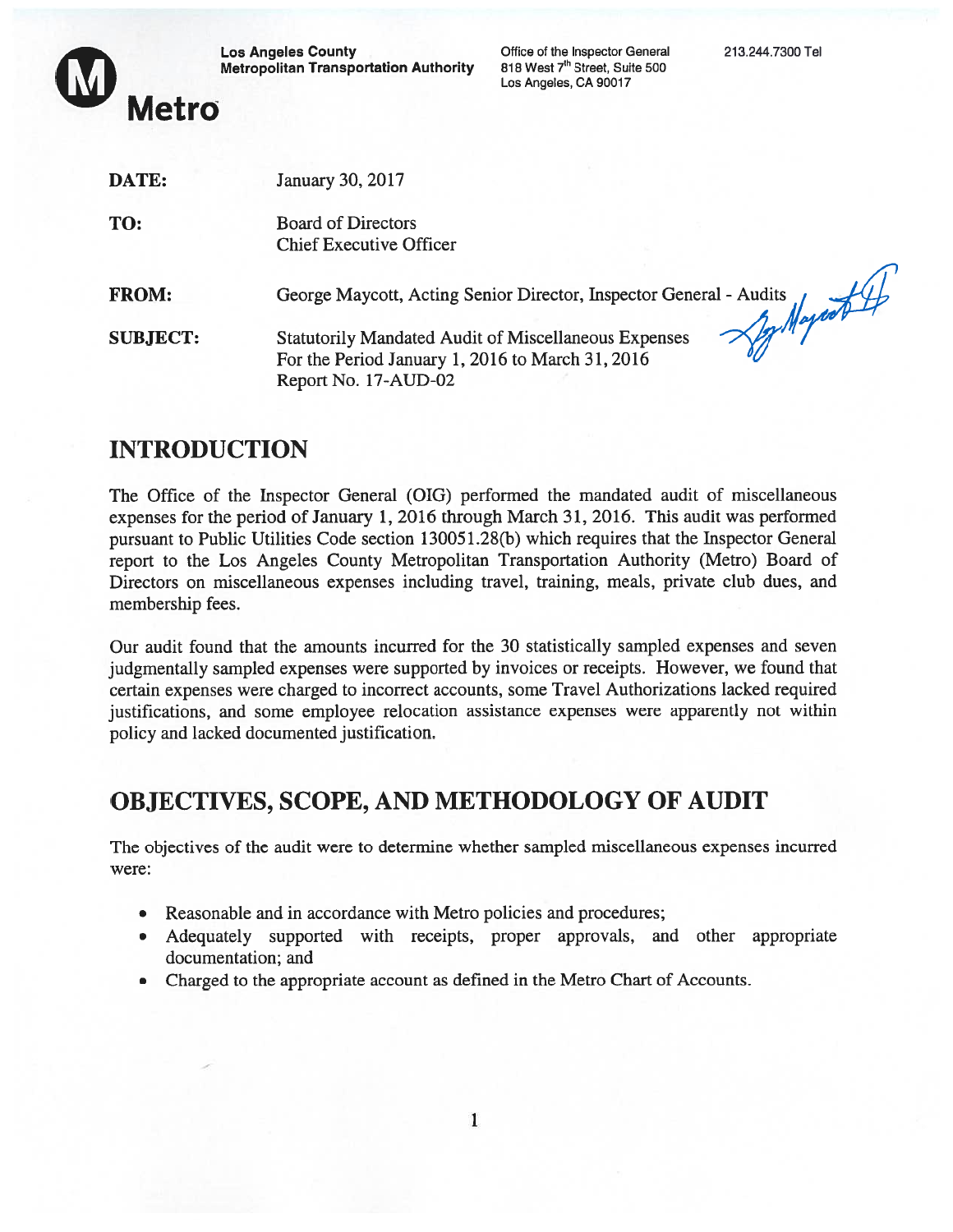**Los Angeles County Metropolitan Transportation Authority**

Office of the Inspector General
818 West 7th Street, Suite 500
Los Angeles, CA 90017

213.244.7300 Tel

Metro

| | |
|---|---|
| **DATE:** | January 30, 2017 |
| **TO:** | Board of Directors<br>Chief Executive Officer |
| **FROM:** | George Maycott, Acting Senior Director, Inspector General - Audits |
| **SUBJECT:** | Statutorily Mandated Audit of Miscellaneous Expenses<br>For the Period January 1, 2016 to March 31, 2016<br>Report No. 17-AUD-02 |

# INTRODUCTION

The Office of the Inspector General (OIG) performed the mandated audit of miscellaneous expenses for the period of January 1, 2016 through March 31, 2016. This audit was performed pursuant to Public Utilities Code section 130051.28(b) which requires that the Inspector General report to the Los Angeles County Metropolitan Transportation Authority (Metro) Board of Directors on miscellaneous expenses including travel, training, meals, private club dues, and membership fees.

Our audit found that the amounts incurred for the 30 statistically sampled expenses and seven judgmentally sampled expenses were supported by invoices or receipts. However, we found that certain expenses were charged to incorrect accounts, some Travel Authorizations lacked required justifications, and some employee relocation assistance expenses were apparently not within policy and lacked documented justification.

# OBJECTIVES, SCOPE, AND METHODOLOGY OF AUDIT

The objectives of the audit were to determine whether sampled miscellaneous expenses incurred were:

- Reasonable and in accordance with Metro policies and procedures;
- Adequately supported with receipts, proper approvals, and other appropriate documentation; and
- Charged to the appropriate account as defined in the Metro Chart of Accounts.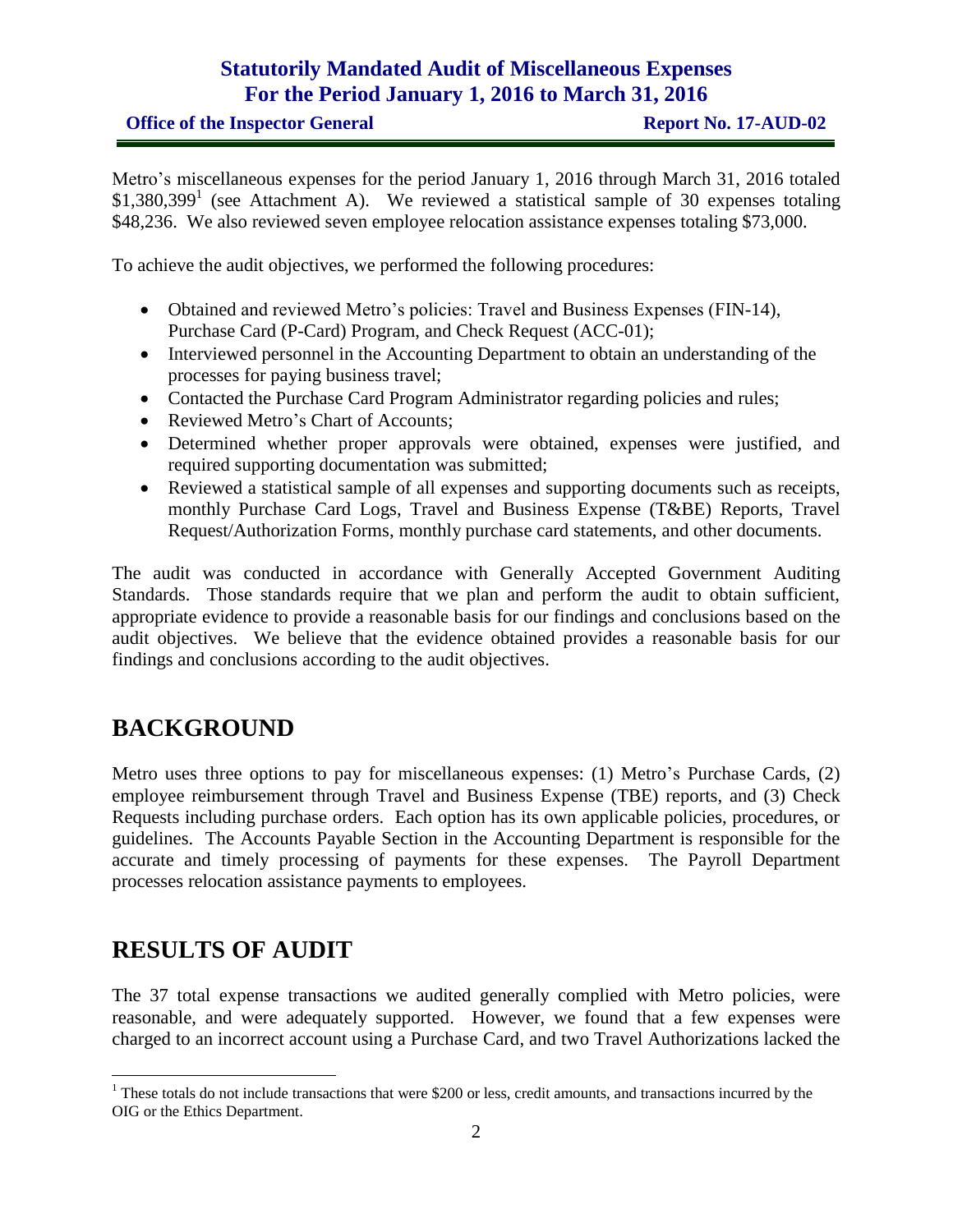Metro's miscellaneous expenses for the period January 1, 2016 through March 31, 2016 totaled $1,380,399[1] (see Attachment A). We reviewed a statistical sample of 30 expenses totaling $48,236. We also reviewed seven employee relocation assistance expenses totaling $73,000.

To achieve the audit objectives, we performed the following procedures:

- Obtained and reviewed Metro's policies: Travel and Business Expenses (FIN-14), Purchase Card (P-Card) Program, and Check Request (ACC-01);
- Interviewed personnel in the Accounting Department to obtain an understanding of the processes for paying business travel;
- Contacted the Purchase Card Program Administrator regarding policies and rules;
- Reviewed Metro's Chart of Accounts;
- Determined whether proper approvals were obtained, expenses were justified, and required supporting documentation was submitted;
- Reviewed a statistical sample of all expenses and supporting documents such as receipts, monthly Purchase Card Logs, Travel and Business Expense (T&BE) Reports, Travel Request/Authorization Forms, monthly purchase card statements, and other documents.

The audit was conducted in accordance with Generally Accepted Government Auditing Standards. Those standards require that we plan and perform the audit to obtain sufficient, appropriate evidence to provide a reasonable basis for our findings and conclusions based on the audit objectives. We believe that the evidence obtained provides a reasonable basis for our findings and conclusions according to the audit objectives.

# BACKGROUND

Metro uses three options to pay for miscellaneous expenses: (1) Metro's Purchase Cards, (2) employee reimbursement through Travel and Business Expense (TBE) reports, and (3) Check Requests including purchase orders. Each option has its own applicable policies, procedures, or guidelines. The Accounts Payable Section in the Accounting Department is responsible for the accurate and timely processing of payments for these expenses. The Payroll Department processes relocation assistance payments to employees.

# RESULTS OF AUDIT

The 37 total expense transactions we audited generally complied with Metro policies, were reasonable, and were adequately supported. However, we found that a few expenses were charged to an incorrect account using a Purchase Card, and two Travel Authorizations lacked the

[1] These totals do not include transactions that were $200 or less, credit amounts, and transactions incurred by the OIG or the Ethics Department.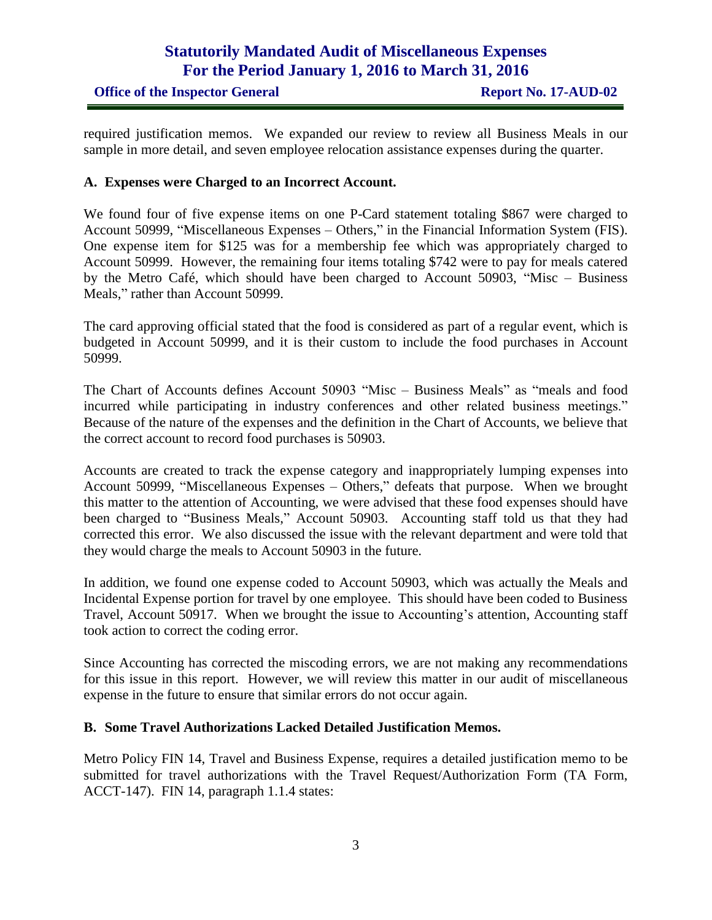required justification memos. We expanded our review to review all Business Meals in our sample in more detail, and seven employee relocation assistance expenses during the quarter.

### A. Expenses were Charged to an Incorrect Account.

We found four of five expense items on one P-Card statement totaling $867 were charged to Account 50999, "Miscellaneous Expenses – Others," in the Financial Information System (FIS). One expense item for $125 was for a membership fee which was appropriately charged to Account 50999. However, the remaining four items totaling $742 were to pay for meals catered by the Metro Café, which should have been charged to Account 50903, "Misc – Business Meals," rather than Account 50999.

The card approving official stated that the food is considered as part of a regular event, which is budgeted in Account 50999, and it is their custom to include the food purchases in Account 50999.

The Chart of Accounts defines Account 50903 "Misc – Business Meals" as "meals and food incurred while participating in industry conferences and other related business meetings." Because of the nature of the expenses and the definition in the Chart of Accounts, we believe that the correct account to record food purchases is 50903.

Accounts are created to track the expense category and inappropriately lumping expenses into Account 50999, "Miscellaneous Expenses – Others," defeats that purpose. When we brought this matter to the attention of Accounting, we were advised that these food expenses should have been charged to "Business Meals," Account 50903. Accounting staff told us that they had corrected this error. We also discussed the issue with the relevant department and were told that they would charge the meals to Account 50903 in the future.

In addition, we found one expense coded to Account 50903, which was actually the Meals and Incidental Expense portion for travel by one employee. This should have been coded to Business Travel, Account 50917. When we brought the issue to Accounting's attention, Accounting staff took action to correct the coding error.

Since Accounting has corrected the miscoding errors, we are not making any recommendations for this issue in this report. However, we will review this matter in our audit of miscellaneous expense in the future to ensure that similar errors do not occur again.

### B. Some Travel Authorizations Lacked Detailed Justification Memos.

Metro Policy FIN 14, Travel and Business Expense, requires a detailed justification memo to be submitted for travel authorizations with the Travel Request/Authorization Form (TA Form, ACCT-147). FIN 14, paragraph 1.1.4 states: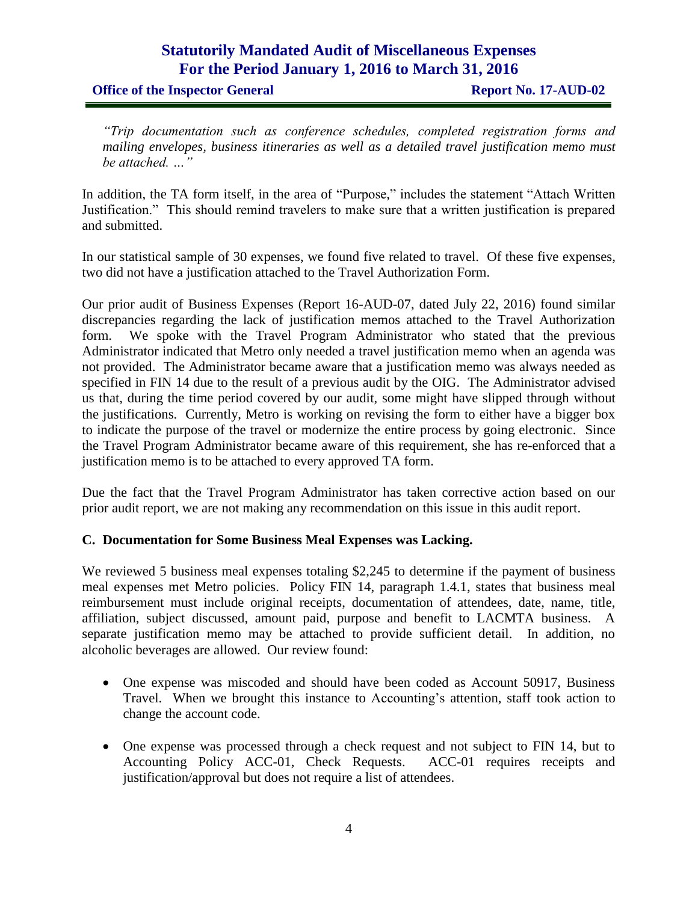*"Trip documentation such as conference schedules, completed registration forms and mailing envelopes, business itineraries as well as a detailed travel justification memo must be attached. …"*

In addition, the TA form itself, in the area of "Purpose," includes the statement "Attach Written Justification." This should remind travelers to make sure that a written justification is prepared and submitted.

In our statistical sample of 30 expenses, we found five related to travel. Of these five expenses, two did not have a justification attached to the Travel Authorization Form.

Our prior audit of Business Expenses (Report 16-AUD-07, dated July 22, 2016) found similar discrepancies regarding the lack of justification memos attached to the Travel Authorization form. We spoke with the Travel Program Administrator who stated that the previous Administrator indicated that Metro only needed a travel justification memo when an agenda was not provided. The Administrator became aware that a justification memo was always needed as specified in FIN 14 due to the result of a previous audit by the OIG. The Administrator advised us that, during the time period covered by our audit, some might have slipped through without the justifications. Currently, Metro is working on revising the form to either have a bigger box to indicate the purpose of the travel or modernize the entire process by going electronic. Since the Travel Program Administrator became aware of this requirement, she has re-enforced that a justification memo is to be attached to every approved TA form.

Due the fact that the Travel Program Administrator has taken corrective action based on our prior audit report, we are not making any recommendation on this issue in this audit report.

### C. Documentation for Some Business Meal Expenses was Lacking.

We reviewed 5 business meal expenses totaling $2,245 to determine if the payment of business meal expenses met Metro policies. Policy FIN 14, paragraph 1.4.1, states that business meal reimbursement must include original receipts, documentation of attendees, date, name, title, affiliation, subject discussed, amount paid, purpose and benefit to LACMTA business. A separate justification memo may be attached to provide sufficient detail. In addition, no alcoholic beverages are allowed. Our review found:

- One expense was miscoded and should have been coded as Account 50917, Business Travel. When we brought this instance to Accounting's attention, staff took action to change the account code.
- One expense was processed through a check request and not subject to FIN 14, but to Accounting Policy ACC-01, Check Requests. ACC-01 requires receipts and justification/approval but does not require a list of attendees.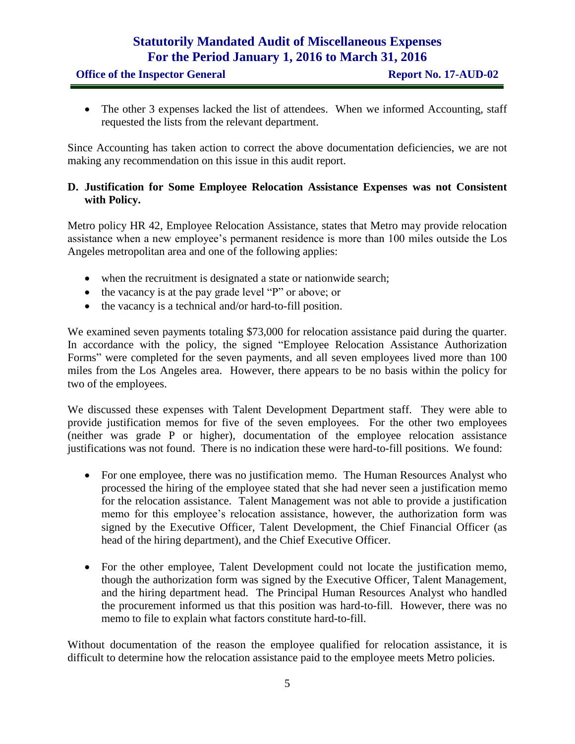- The other 3 expenses lacked the list of attendees. When we informed Accounting, staff requested the lists from the relevant department.

Since Accounting has taken action to correct the above documentation deficiencies, we are not making any recommendation on this issue in this audit report.

### D. Justification for Some Employee Relocation Assistance Expenses was not Consistent with Policy.

Metro policy HR 42, Employee Relocation Assistance, states that Metro may provide relocation assistance when a new employee's permanent residence is more than 100 miles outside the Los Angeles metropolitan area and one of the following applies:

- when the recruitment is designated a state or nationwide search;
- the vacancy is at the pay grade level "P" or above; or
- the vacancy is a technical and/or hard-to-fill position.

We examined seven payments totaling $73,000 for relocation assistance paid during the quarter. In accordance with the policy, the signed "Employee Relocation Assistance Authorization Forms" were completed for the seven payments, and all seven employees lived more than 100 miles from the Los Angeles area. However, there appears to be no basis within the policy for two of the employees.

We discussed these expenses with Talent Development Department staff. They were able to provide justification memos for five of the seven employees. For the other two employees (neither was grade P or higher), documentation of the employee relocation assistance justifications was not found. There is no indication these were hard-to-fill positions. We found:

- For one employee, there was no justification memo. The Human Resources Analyst who processed the hiring of the employee stated that she had never seen a justification memo for the relocation assistance. Talent Management was not able to provide a justification memo for this employee's relocation assistance, however, the authorization form was signed by the Executive Officer, Talent Development, the Chief Financial Officer (as head of the hiring department), and the Chief Executive Officer.
- For the other employee, Talent Development could not locate the justification memo, though the authorization form was signed by the Executive Officer, Talent Management, and the hiring department head. The Principal Human Resources Analyst who handled the procurement informed us that this position was hard-to-fill. However, there was no memo to file to explain what factors constitute hard-to-fill.

Without documentation of the reason the employee qualified for relocation assistance, it is difficult to determine how the relocation assistance paid to the employee meets Metro policies.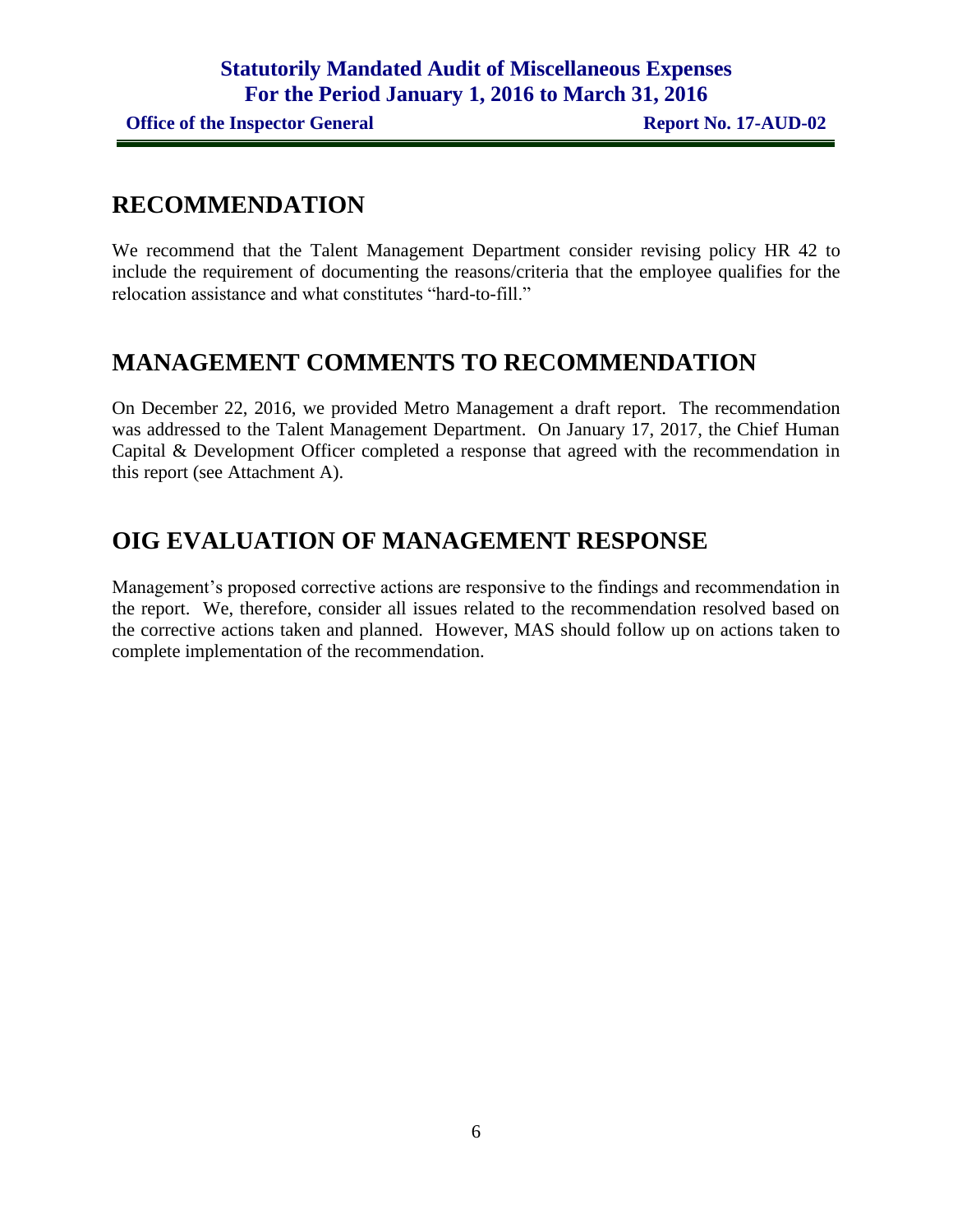## RECOMMENDATION

We recommend that the Talent Management Department consider revising policy HR 42 to include the requirement of documenting the reasons/criteria that the employee qualifies for the relocation assistance and what constitutes "hard-to-fill."

## MANAGEMENT COMMENTS TO RECOMMENDATION

On December 22, 2016, we provided Metro Management a draft report. The recommendation was addressed to the Talent Management Department. On January 17, 2017, the Chief Human Capital & Development Officer completed a response that agreed with the recommendation in this report (see Attachment A).

## OIG EVALUATION OF MANAGEMENT RESPONSE

Management's proposed corrective actions are responsive to the findings and recommendation in the report. We, therefore, consider all issues related to the recommendation resolved based on the corrective actions taken and planned. However, MAS should follow up on actions taken to complete implementation of the recommendation.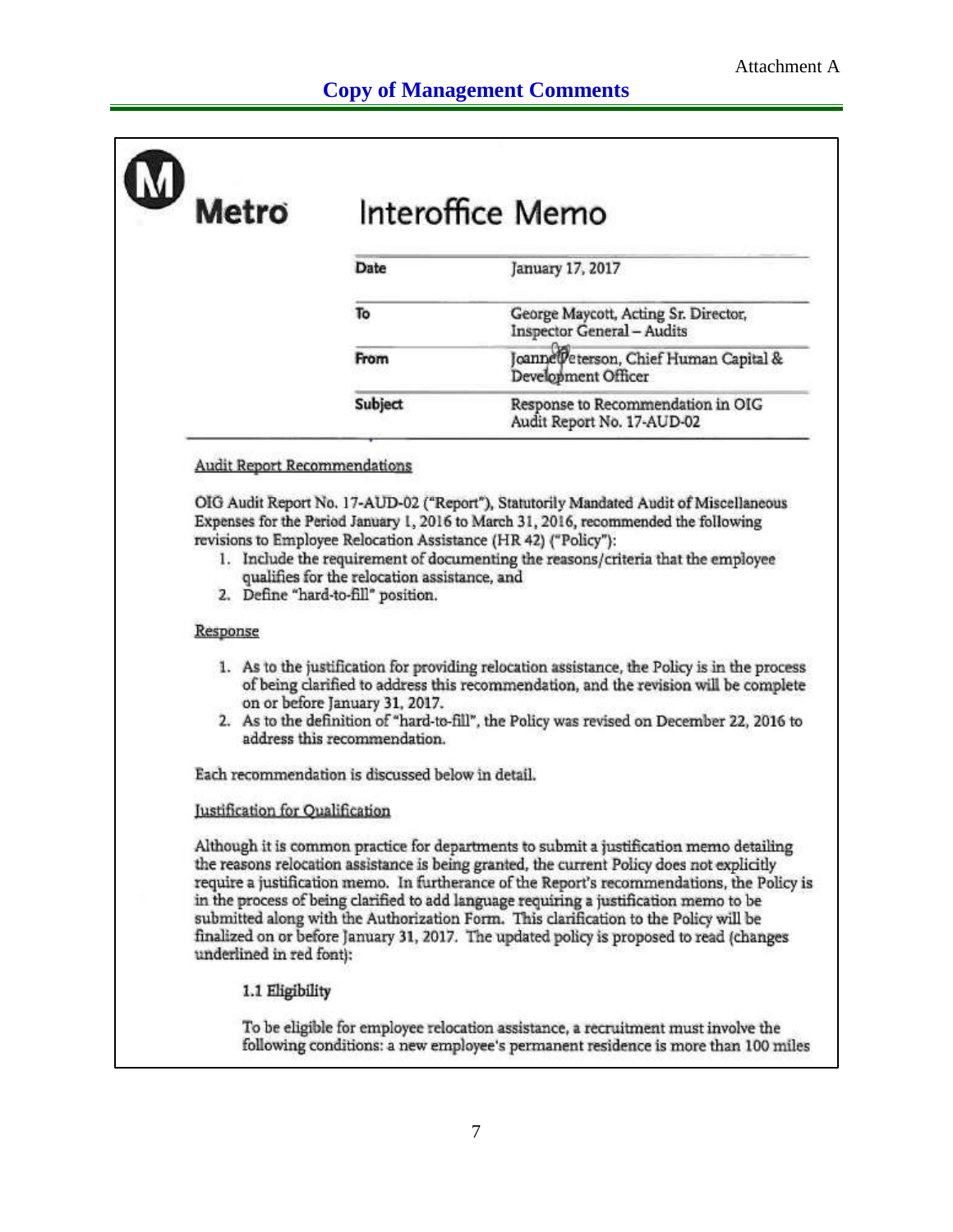Attachment A

## Copy of Management Comments

**Metro** **Interoffice Memo**

| | |
|---|---|
| Date | January 17, 2017 |
| To | George Maycott, Acting Sr. Director, Inspector General – Audits |
| From | Joanne Peterson, Chief Human Capital & Development Officer |
| Subject | Response to Recommendation in OIG Audit Report No. 17-AUD-02 |

Audit Report Recommendations

OIG Audit Report No. 17-AUD-02 ("Report"), Statutorily Mandated Audit of Miscellaneous Expenses for the Period January 1, 2016 to March 31, 2016, recommended the following revisions to Employee Relocation Assistance (HR 42) ("Policy"):

1. Include the requirement of documenting the reasons/criteria that the employee qualifies for the relocation assistance, and
2. Define "hard-to-fill" position.

Response

1. As to the justification for providing relocation assistance, the Policy is in the process of being clarified to address this recommendation, and the revision will be complete on or before January 31, 2017.
2. As to the definition of "hard-to-fill", the Policy was revised on December 22, 2016 to address this recommendation.

Each recommendation is discussed below in detail.

Justification for Qualification

Although it is common practice for departments to submit a justification memo detailing the reasons relocation assistance is being granted, the current Policy does not explicitly require a justification memo. In furtherance of the Report's recommendations, the Policy is in the process of being clarified to add language requiring a justification memo to be submitted along with the Authorization Form. This clarification to the Policy will be finalized on or before January 31, 2017. The updated policy is proposed to read (changes underlined in red font):

**1.1 Eligibility**

To be eligible for employee relocation assistance, a recruitment must involve the following conditions: a new employee's permanent residence is more than 100 miles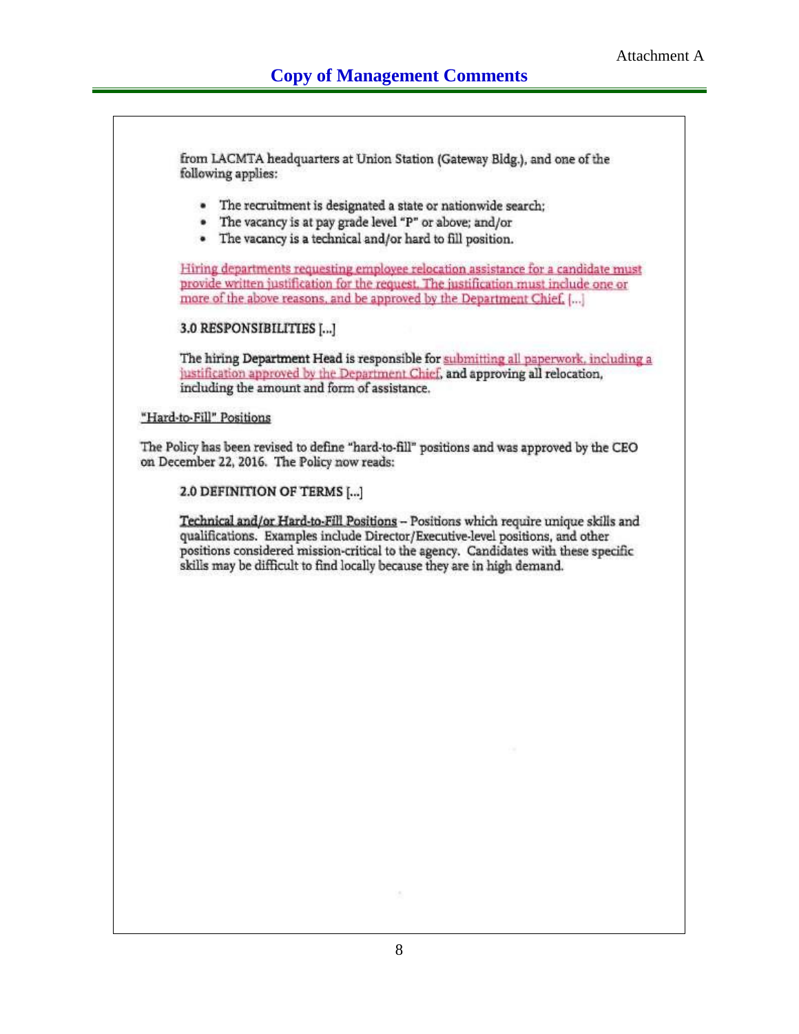Attachment A

## Copy of Management Comments

from LACMTA headquarters at Union Station (Gateway Bldg.), and one of the following applies:

- The recruitment is designated a state or nationwide search;
- The vacancy is at pay grade level "P" or above; and/or
- The vacancy is a technical and/or hard to fill position.

Hiring departments requesting employee relocation assistance for a candidate must provide written justification for the request. The justification must include one or more of the above reasons, and be approved by the Department Chief. [...]

**3.0 RESPONSIBILITIES [...]**

The hiring Department Head is responsible for submitting all paperwork, including a justification approved by the Department Chief, and approving all relocation, including the amount and form of assistance.

"Hard-to-Fill" Positions

The Policy has been revised to define "hard-to-fill" positions and was approved by the CEO on December 22, 2016. The Policy now reads:

**2.0 DEFINITION OF TERMS [...]**

Technical and/or Hard-to-Fill Positions – Positions which require unique skills and qualifications. Examples include Director/Executive-level positions, and other positions considered mission-critical to the agency. Candidates with these specific skills may be difficult to find locally because they are in high demand.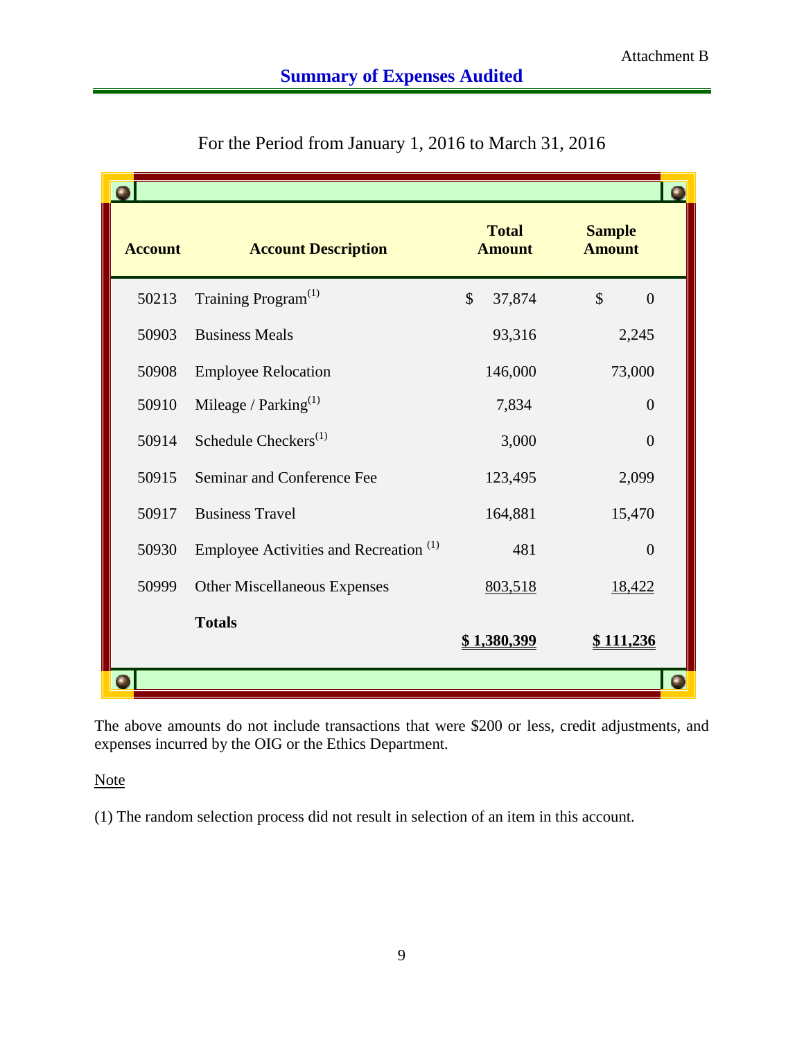Attachment B

## Summary of Expenses Audited

For the Period from January 1, 2016 to March 31, 2016

| Account | Account Description | Total Amount | Sample Amount |
|---|---|---|---|
| 50213 | Training Program[(1)] | $ 37,874 | $ 0 |
| 50903 | Business Meals | 93,316 | 2,245 |
| 50908 | Employee Relocation | 146,000 | 73,000 |
| 50910 | Mileage / Parking[(1)] | 7,834 | 0 |
| 50914 | Schedule Checkers[(1)] | 3,000 | 0 |
| 50915 | Seminar and Conference Fee | 123,495 | 2,099 |
| 50917 | Business Travel | 164,881 | 15,470 |
| 50930 | Employee Activities and Recreation [(1)] | 481 | 0 |
| 50999 | Other Miscellaneous Expenses | 803,518 | 18,422 |
| | **Totals** | **$ 1,380,399** | **$ 111,236** |

The above amounts do not include transactions that were $200 or less, credit adjustments, and expenses incurred by the OIG or the Ethics Department.

Note

(1) The random selection process did not result in selection of an item in this account.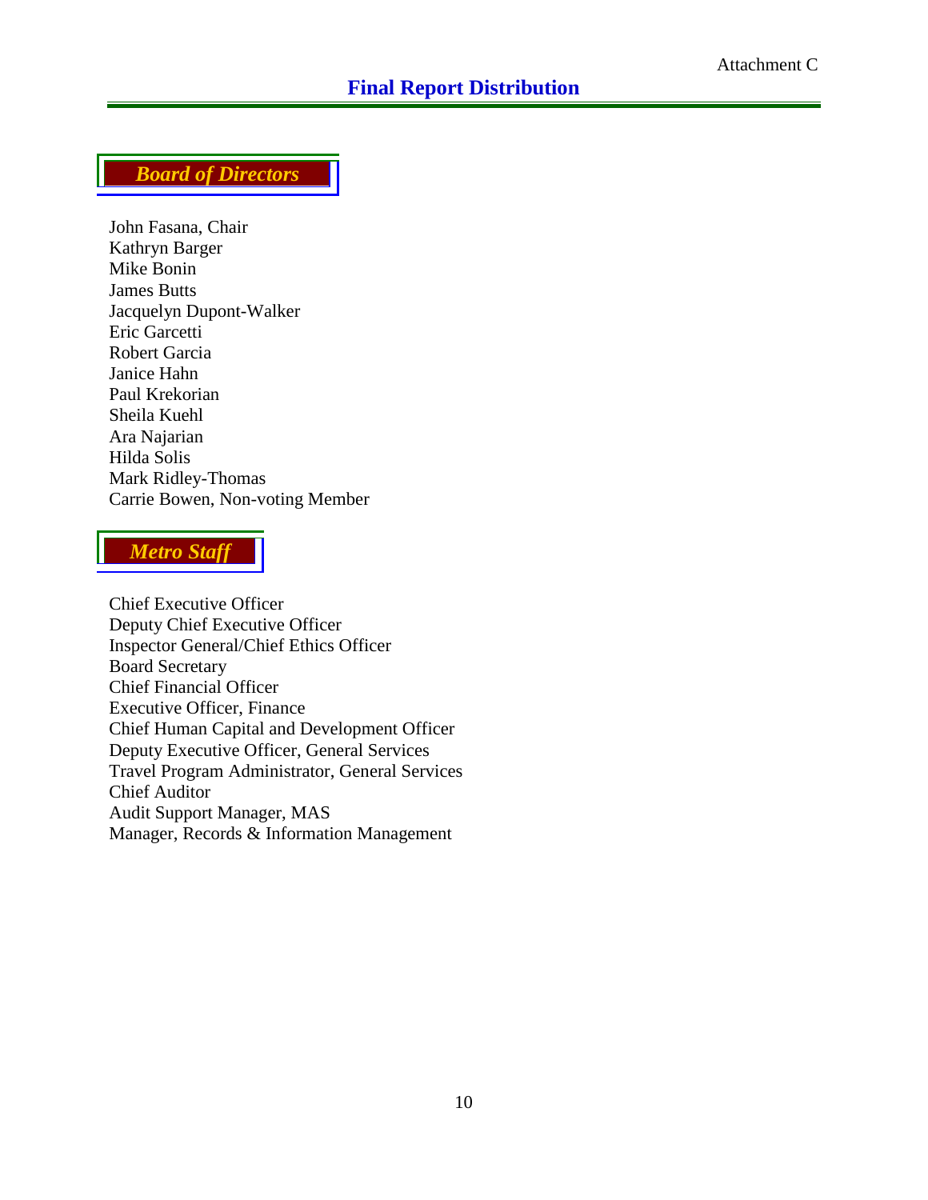Attachment C

# Final Report Distribution

## *Board of Directors*

John Fasana, Chair
Kathryn Barger
Mike Bonin
James Butts
Jacquelyn Dupont-Walker
Eric Garcetti
Robert Garcia
Janice Hahn
Paul Krekorian
Sheila Kuehl
Ara Najarian
Hilda Solis
Mark Ridley-Thomas
Carrie Bowen, Non-voting Member

## *Metro Staff*

Chief Executive Officer
Deputy Chief Executive Officer
Inspector General/Chief Ethics Officer
Board Secretary
Chief Financial Officer
Executive Officer, Finance
Chief Human Capital and Development Officer
Deputy Executive Officer, General Services
Travel Program Administrator, General Services
Chief Auditor
Audit Support Manager, MAS
Manager, Records & Information Management